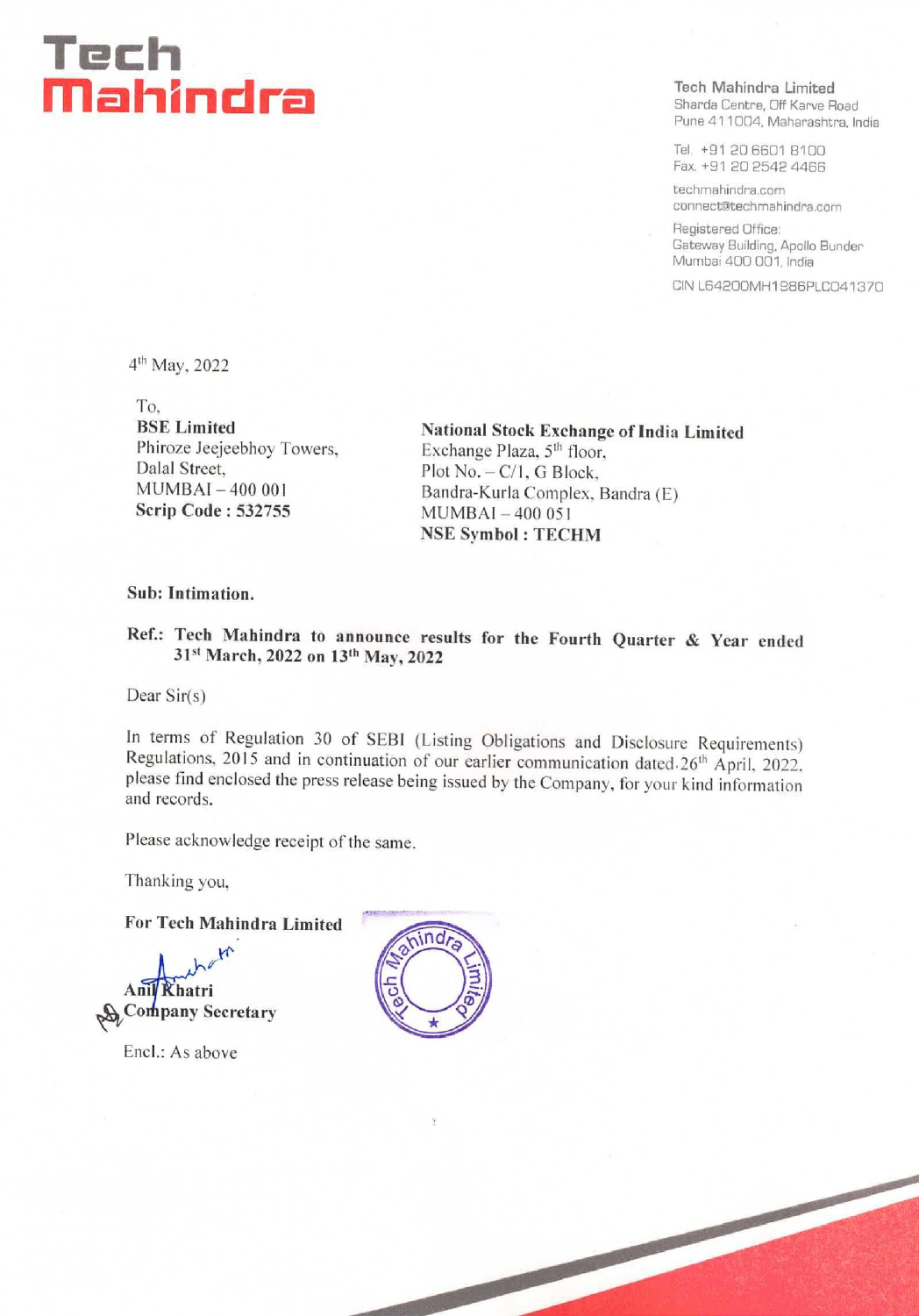# Tech Mahindra

**Tech Mahindra Limited**
Sharda Centre, Off Karve Road
Pune 411004, Maharashtra, India

Tel. +91 20 6601 8100
Fax. +91 20 2542 4466

techmahindra.com
connect@techmahindra.com

Registered Office:
Gateway Building, Apollo Bunder
Mumbai 400 001, India

CIN L64200MH1986PLC041370

4th May, 2022

To,
**BSE Limited**
Phiroze Jeejeebhoy Towers,
Dalal Street,
MUMBAI – 400 001
**Scrip Code : 532755**

**National Stock Exchange of India Limited**
Exchange Plaza, 5th floor,
Plot No. – C/1, G Block,
Bandra-Kurla Complex, Bandra (E)
MUMBAI – 400 051
**NSE Symbol : TECHM**

**Sub: Intimation.**

**Ref.: Tech Mahindra to announce results for the Fourth Quarter & Year ended 31st March, 2022 on 13th May, 2022**

Dear Sir(s)

In terms of Regulation 30 of SEBI (Listing Obligations and Disclosure Requirements) Regulations, 2015 and in continuation of our earlier communication dated 26th April, 2022, please find enclosed the press release being issued by the Company, for your kind information and records.

Please acknowledge receipt of the same.

Thanking you,

**For Tech Mahindra Limited**

**Anil Khatri**
**Company Secretary**

Encl.: As above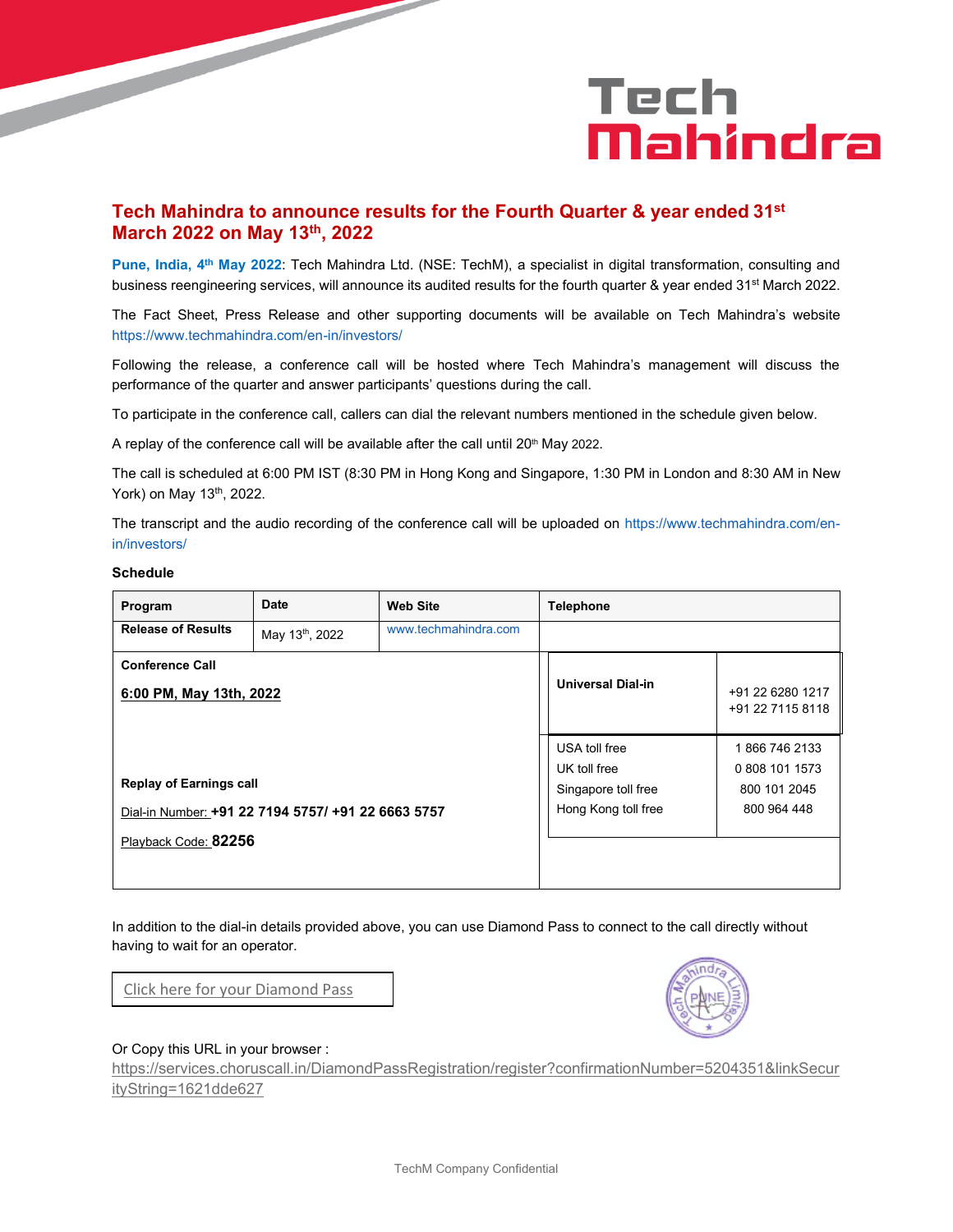# Tech Mahindra to announce results for the Fourth Quarter & year ended 31st March 2022 on May 13th, 2022

**Pune, India, 4th May 2022**: Tech Mahindra Ltd. (NSE: TechM), a specialist in digital transformation, consulting and business reengineering services, will announce its audited results for the fourth quarter & year ended 31st March 2022.

The Fact Sheet, Press Release and other supporting documents will be available on Tech Mahindra's website https://www.techmahindra.com/en-in/investors/

Following the release, a conference call will be hosted where Tech Mahindra's management will discuss the performance of the quarter and answer participants' questions during the call.

To participate in the conference call, callers can dial the relevant numbers mentioned in the schedule given below.

A replay of the conference call will be available after the call until 20th May 2022.

The call is scheduled at 6:00 PM IST (8:30 PM in Hong Kong and Singapore, 1:30 PM in London and 8:30 AM in New York) on May 13th, 2022.

The transcript and the audio recording of the conference call will be uploaded on https://www.techmahindra.com/en-in/investors/

**Schedule**

| Program | Date | Web Site | Telephone | |
|---|---|---|---|---|
| **Release of Results** | May 13th, 2022 | www.techmahindra.com | | |
| **Conference Call** <br> **6:00 PM, May 13th, 2022** | | | **Universal Dial-in** | +91 22 6280 1217 <br> +91 22 7115 8118 |
| | | | USA toll free <br> UK toll free <br> Singapore toll free <br> Hong Kong toll free | 1 866 746 2133 <br> 0 808 101 1573 <br> 800 101 2045 <br> 800 964 448 |
| **Replay of Earnings call** <br> Dial-in Number: **+91 22 7194 5757/ +91 22 6663 5757** <br> Playback Code: **82256** | | | | |

In addition to the dial-in details provided above, you can use Diamond Pass to connect to the call directly without having to wait for an operator.

Click here for your Diamond Pass

Or Copy this URL in your browser :
https://services.choruscall.in/DiamondPassRegistration/register?confirmationNumber=5204351&linkSecurityString=1621dde627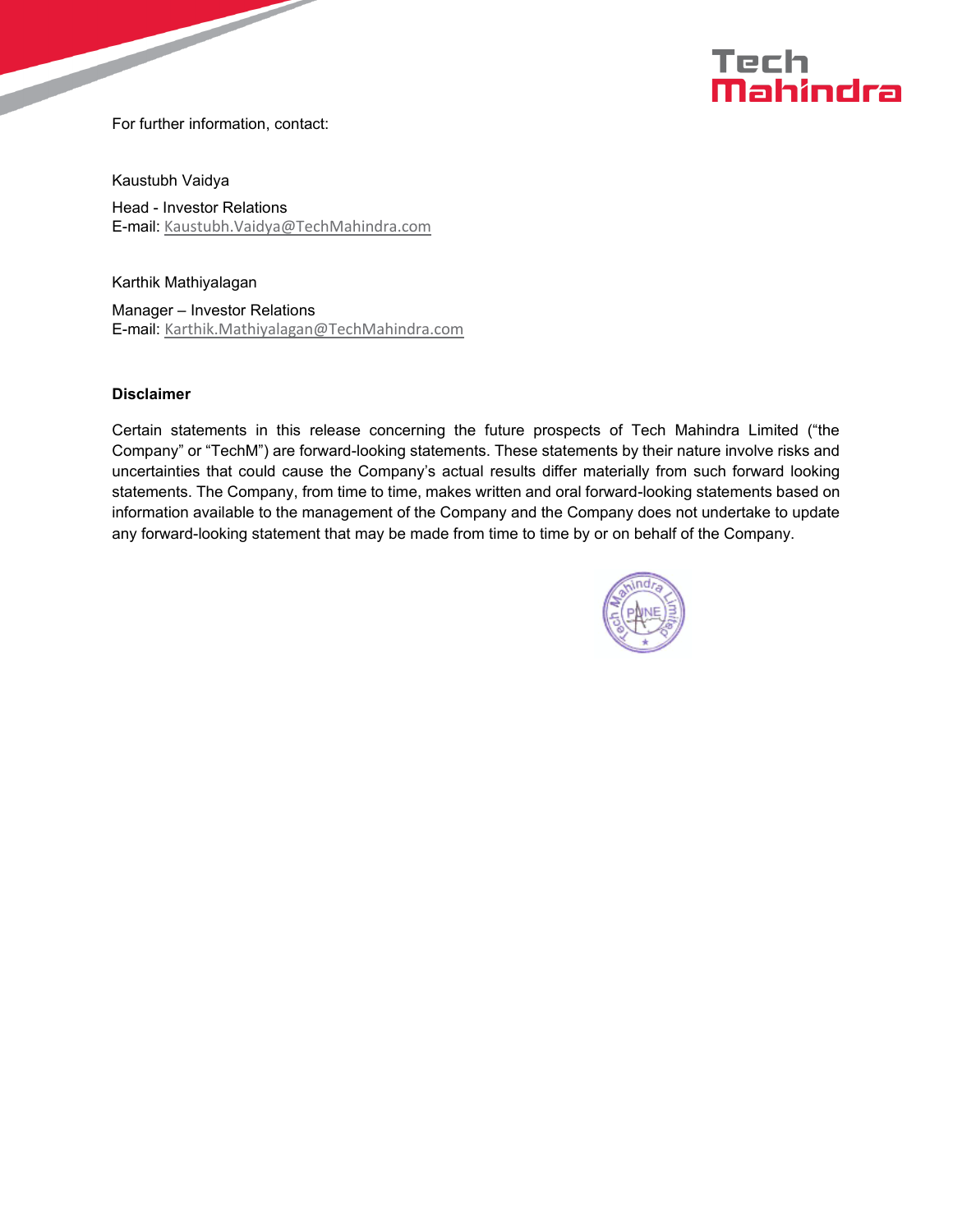For further information, contact:

Kaustubh Vaidya

Head - Investor Relations
E-mail: Kaustubh.Vaidya@TechMahindra.com

Karthik Mathiyalagan

Manager – Investor Relations
E-mail: Karthik.Mathiyalagan@TechMahindra.com

**Disclaimer**

Certain statements in this release concerning the future prospects of Tech Mahindra Limited ("the Company" or "TechM") are forward-looking statements. These statements by their nature involve risks and uncertainties that could cause the Company's actual results differ materially from such forward looking statements. The Company, from time to time, makes written and oral forward-looking statements based on information available to the management of the Company and the Company does not undertake to update any forward-looking statement that may be made from time to time by or on behalf of the Company.